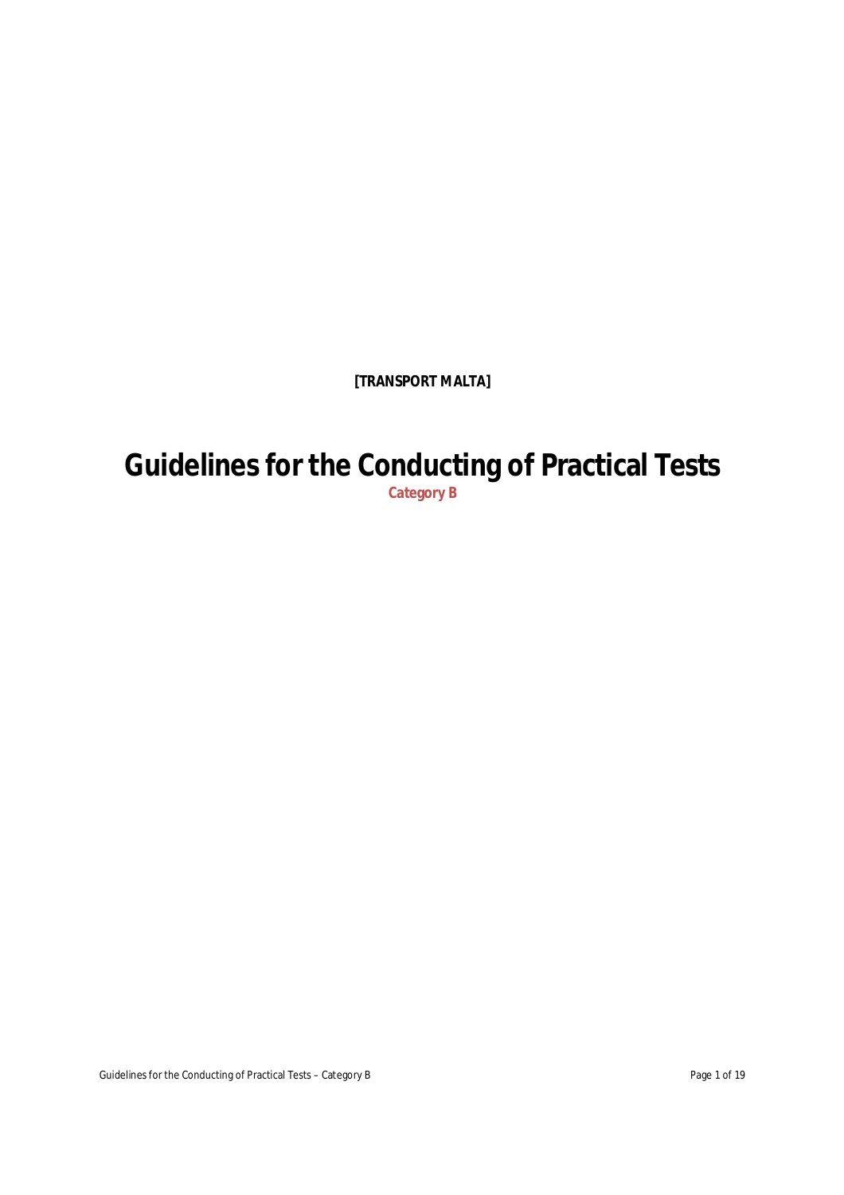**[TRANSPORT MALTA]**

# Guidelines for the Conducting of Practical Tests

**Category B**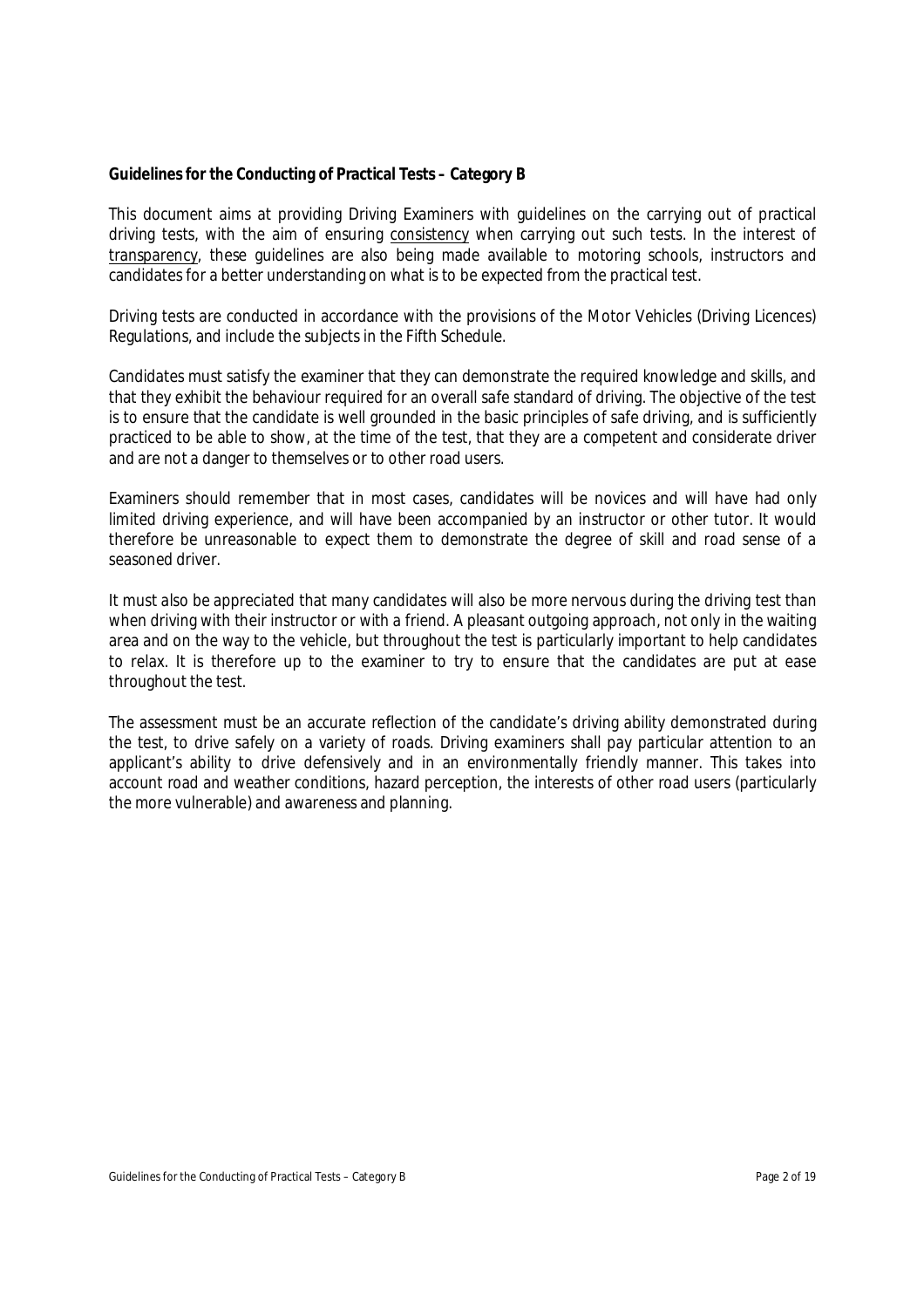**Guidelines for the Conducting of Practical Tests – Category B**

This document aims at providing Driving Examiners with guidelines on the carrying out of practical driving tests, with the aim of ensuring consistency when carrying out such tests. In the interest of transparency, these guidelines are also being made available to motoring schools, instructors and candidates for a better understanding on what is to be expected from the practical test.

Driving tests are conducted in accordance with the provisions of the Motor Vehicles (Driving Licences) Regulations, and include the subjects in the Fifth Schedule.

Candidates must satisfy the examiner that they can demonstrate the required knowledge and skills, and that they exhibit the behaviour required for an overall safe standard of driving. The objective of the test is to ensure that the candidate is well grounded in the basic principles of safe driving, and is sufficiently practiced to be able to show, at the time of the test, that they are a competent and considerate driver and are not a danger to themselves or to other road users.

Examiners should remember that in most cases, candidates will be novices and will have had only limited driving experience, and will have been accompanied by an instructor or other tutor. It would therefore be unreasonable to expect them to demonstrate the degree of skill and road sense of a seasoned driver.

It must also be appreciated that many candidates will also be more nervous during the driving test than when driving with their instructor or with a friend. A pleasant outgoing approach, not only in the waiting area and on the way to the vehicle, but throughout the test is particularly important to help candidates to relax. It is therefore up to the examiner to try to ensure that the candidates are put at ease throughout the test.

The assessment must be an accurate reflection of the candidate's driving ability demonstrated during the test, to drive safely on a variety of roads. Driving examiners shall pay particular attention to an applicant's ability to drive defensively and in an environmentally friendly manner. This takes into account road and weather conditions, hazard perception, the interests of other road users (particularly the more vulnerable) and awareness and planning.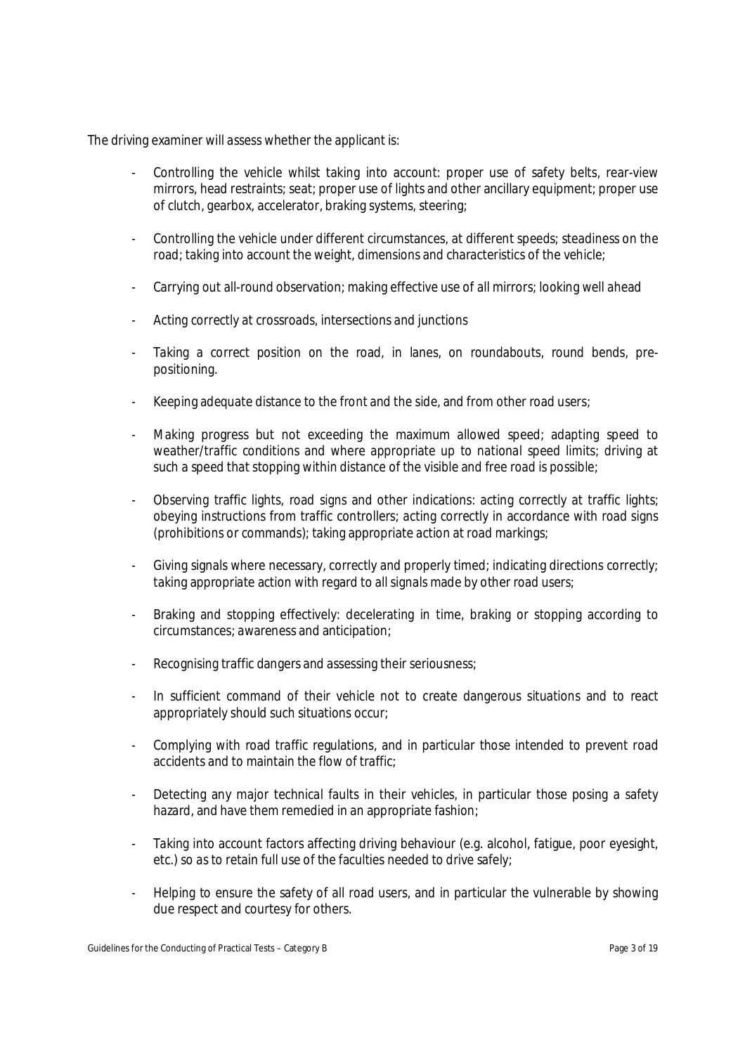The driving examiner will assess whether the applicant is:

- Controlling the vehicle whilst taking into account: proper use of safety belts, rear-view mirrors, head restraints; seat; proper use of lights and other ancillary equipment; proper use of clutch, gearbox, accelerator, braking systems, steering;
- Controlling the vehicle under different circumstances, at different speeds; steadiness on the road; taking into account the weight, dimensions and characteristics of the vehicle;
- Carrying out all-round observation; making effective use of all mirrors; looking well ahead
- Acting correctly at crossroads, intersections and junctions
- Taking a correct position on the road, in lanes, on roundabouts, round bends, pre-positioning.
- Keeping adequate distance to the front and the side, and from other road users;
- Making progress but not exceeding the maximum allowed speed; adapting speed to weather/traffic conditions and where appropriate up to national speed limits; driving at such a speed that stopping within distance of the visible and free road is possible;
- Observing traffic lights, road signs and other indications: acting correctly at traffic lights; obeying instructions from traffic controllers; acting correctly in accordance with road signs (prohibitions or commands); taking appropriate action at road markings;
- Giving signals where necessary, correctly and properly timed; indicating directions correctly; taking appropriate action with regard to all signals made by other road users;
- Braking and stopping effectively: decelerating in time, braking or stopping according to circumstances; awareness and anticipation;
- Recognising traffic dangers and assessing their seriousness;
- In sufficient command of their vehicle not to create dangerous situations and to react appropriately should such situations occur;
- Complying with road traffic regulations, and in particular those intended to prevent road accidents and to maintain the flow of traffic;
- Detecting any major technical faults in their vehicles, in particular those posing a safety hazard, and have them remedied in an appropriate fashion;
- Taking into account factors affecting driving behaviour (e.g. alcohol, fatigue, poor eyesight, etc.) so as to retain full use of the faculties needed to drive safely;
- Helping to ensure the safety of all road users, and in particular the vulnerable by showing due respect and courtesy for others.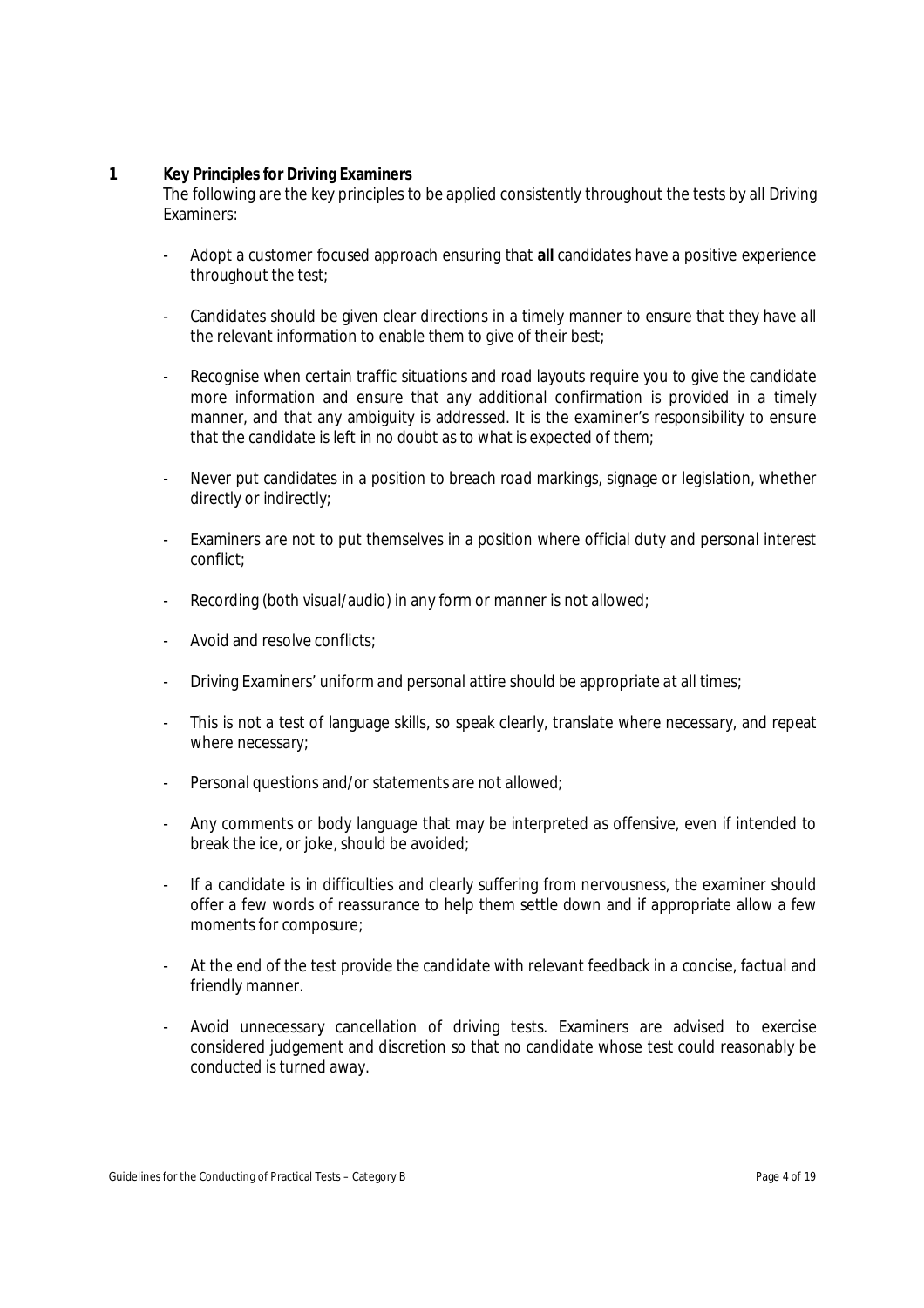## 1 Key Principles for Driving Examiners

The following are the key principles to be applied consistently throughout the tests by all Driving Examiners:

- Adopt a customer focused approach ensuring that **all** candidates have a positive experience throughout the test;
- Candidates should be given clear directions in a timely manner to ensure that they have all the relevant information to enable them to give of their best;
- Recognise when certain traffic situations and road layouts require you to give the candidate more information and ensure that any additional confirmation is provided in a timely manner, and that any ambiguity is addressed. It is the examiner's responsibility to ensure that the candidate is left in no doubt as to what is expected of them;
- Never put candidates in a position to breach road markings, signage or legislation, whether directly or indirectly;
- Examiners are not to put themselves in a position where official duty and personal interest conflict;
- Recording (both visual/audio) in any form or manner is not allowed;
- Avoid and resolve conflicts;
- Driving Examiners' uniform and personal attire should be appropriate at all times;
- This is not a test of language skills, so speak clearly, translate where necessary, and repeat where necessary;
- Personal questions and/or statements are not allowed;
- Any comments or body language that may be interpreted as offensive, even if intended to break the ice, or joke, should be avoided;
- If a candidate is in difficulties and clearly suffering from nervousness, the examiner should offer a few words of reassurance to help them settle down and if appropriate allow a few moments for composure;
- At the end of the test provide the candidate with relevant feedback in a concise, factual and friendly manner.
- Avoid unnecessary cancellation of driving tests. Examiners are advised to exercise considered judgement and discretion so that no candidate whose test could reasonably be conducted is turned away.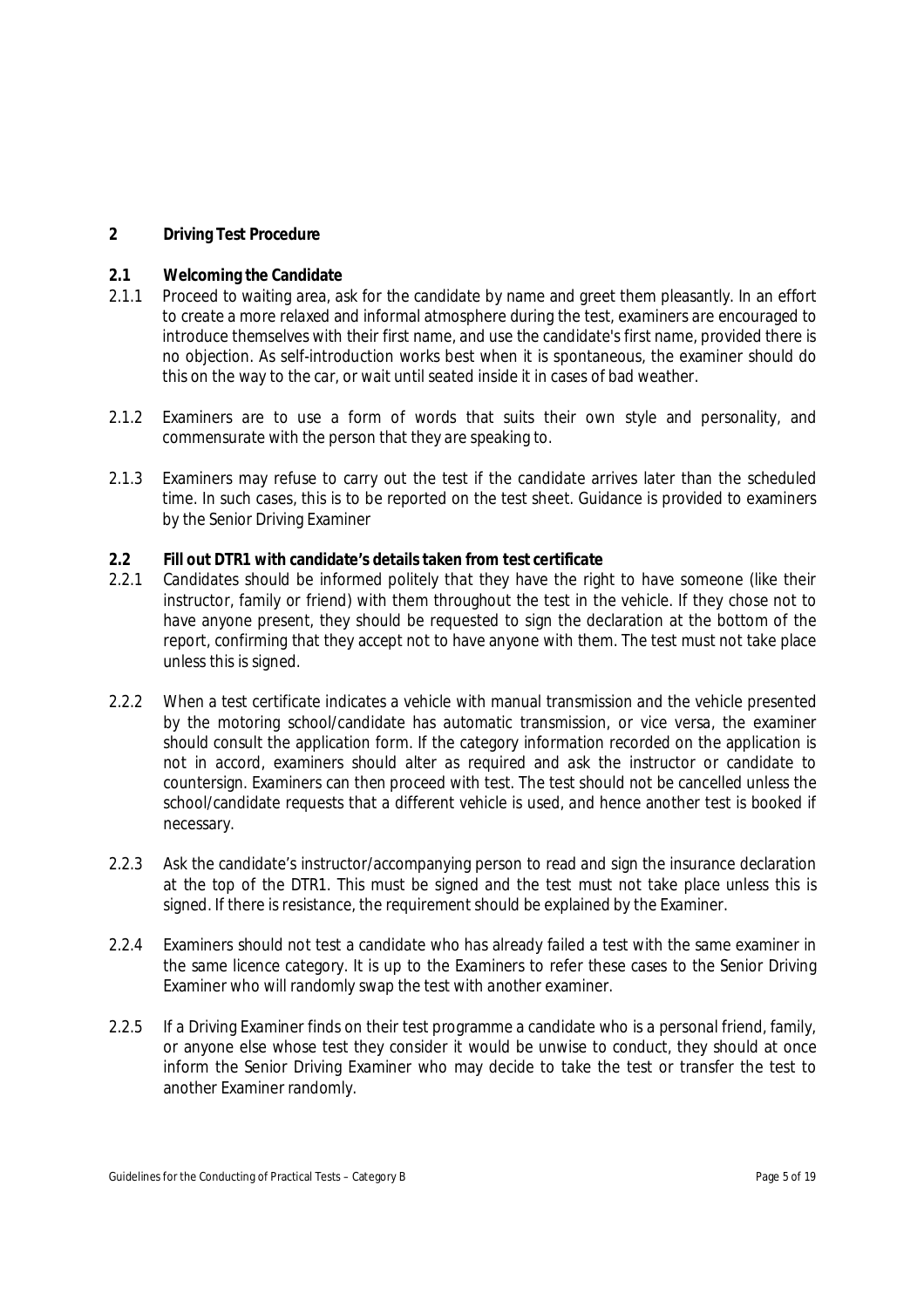## 2 Driving Test Procedure

### 2.1 Welcoming the Candidate

2.1.1 Proceed to waiting area, ask for the candidate by name and greet them pleasantly. In an effort to create a more relaxed and informal atmosphere during the test, examiners are encouraged to introduce themselves with their first name, and use the candidate's first name, provided there is no objection. As self-introduction works best when it is spontaneous, the examiner should do this on the way to the car, or wait until seated inside it in cases of bad weather.

2.1.2 Examiners are to use a form of words that suits their own style and personality, and commensurate with the person that they are speaking to.

2.1.3 Examiners may refuse to carry out the test if the candidate arrives later than the scheduled time. In such cases, this is to be reported on the test sheet. Guidance is provided to examiners by the Senior Driving Examiner

### 2.2 Fill out DTR1 with candidate's details taken from test certificate

2.2.1 Candidates should be informed politely that they have the right to have someone (like their instructor, family or friend) with them throughout the test in the vehicle. If they chose not to have anyone present, they should be requested to sign the declaration at the bottom of the report, confirming that they accept not to have anyone with them. The test must not take place unless this is signed.

2.2.2 When a test certificate indicates a vehicle with manual transmission and the vehicle presented by the motoring school/candidate has automatic transmission, or vice versa, the examiner should consult the application form. If the category information recorded on the application is not in accord, examiners should alter as required and ask the instructor or candidate to countersign. Examiners can then proceed with test. The test should not be cancelled unless the school/candidate requests that a different vehicle is used, and hence another test is booked if necessary.

2.2.3 Ask the candidate's instructor/accompanying person to read and sign the insurance declaration at the top of the DTR1. This must be signed and the test must not take place unless this is signed. If there is resistance, the requirement should be explained by the Examiner.

2.2.4 Examiners should not test a candidate who has already failed a test with the same examiner in the same licence category. It is up to the Examiners to refer these cases to the Senior Driving Examiner who will randomly swap the test with another examiner.

2.2.5 If a Driving Examiner finds on their test programme a candidate who is a personal friend, family, or anyone else whose test they consider it would be unwise to conduct, they should at once inform the Senior Driving Examiner who may decide to take the test or transfer the test to another Examiner randomly.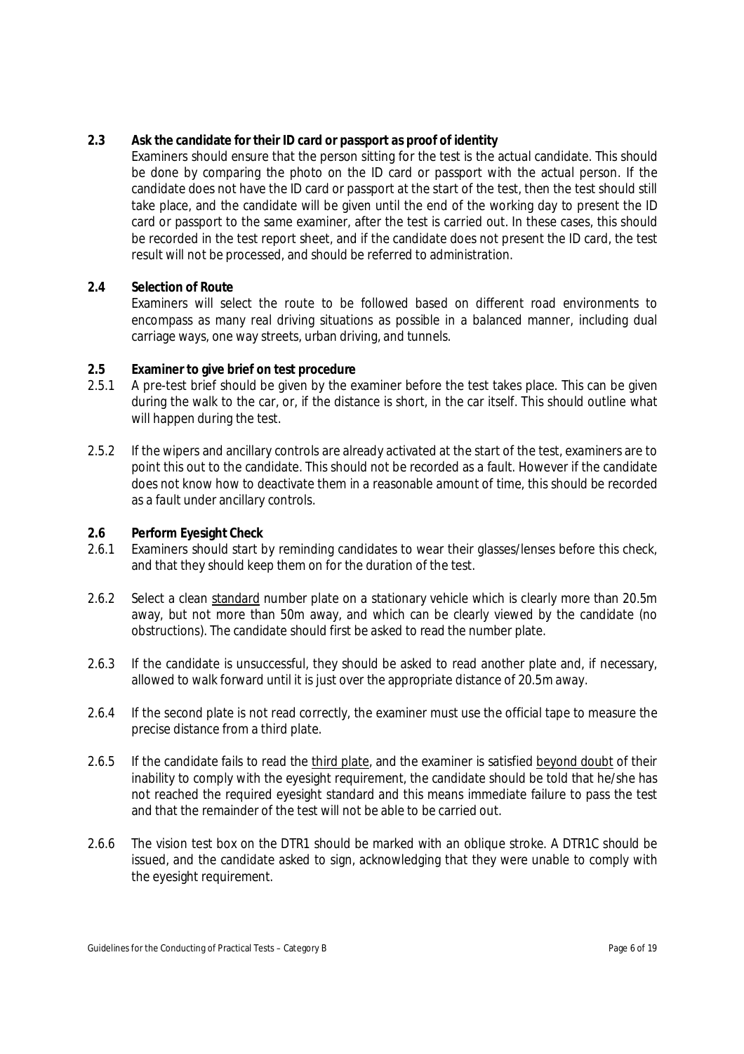**2.3 Ask the candidate for their ID card or passport as proof of identity**

Examiners should ensure that the person sitting for the test is the actual candidate. This should be done by comparing the photo on the ID card or passport with the actual person. If the candidate does not have the ID card or passport at the start of the test, then the test should still take place, and the candidate will be given until the end of the working day to present the ID card or passport to the same examiner, after the test is carried out. In these cases, this should be recorded in the test report sheet, and if the candidate does not present the ID card, the test result will not be processed, and should be referred to administration.

**2.4 Selection of Route**

Examiners will select the route to be followed based on different road environments to encompass as many real driving situations as possible in a balanced manner, including dual carriage ways, one way streets, urban driving, and tunnels.

**2.5 Examiner to give brief on test procedure**

2.5.1 A pre-test brief should be given by the examiner before the test takes place. This can be given during the walk to the car, or, if the distance is short, in the car itself. This should outline what will happen during the test.

2.5.2 If the wipers and ancillary controls are already activated at the start of the test, examiners are to point this out to the candidate. This should not be recorded as a fault. However if the candidate does not know how to deactivate them in a reasonable amount of time, this should be recorded as a fault under ancillary controls.

**2.6 Perform Eyesight Check**

2.6.1 Examiners should start by reminding candidates to wear their glasses/lenses before this check, and that they should keep them on for the duration of the test.

2.6.2 Select a clean <u>standard</u> number plate on a stationary vehicle which is clearly more than 20.5m away, but not more than 50m away, and which can be clearly viewed by the candidate (no obstructions). The candidate should first be asked to read the number plate.

2.6.3 If the candidate is unsuccessful, they should be asked to read another plate and, if necessary, allowed to walk forward until it is just over the appropriate distance of 20.5m away.

2.6.4 If the second plate is not read correctly, the examiner must use the official tape to measure the precise distance from a third plate.

2.6.5 If the candidate fails to read the <u>third plate</u>, and the examiner is satisfied <u>beyond doubt</u> of their inability to comply with the eyesight requirement, the candidate should be told that he/she has not reached the required eyesight standard and this means immediate failure to pass the test and that the remainder of the test will not be able to be carried out.

2.6.6 The vision test box on the DTR1 should be marked with an oblique stroke. A DTR1C should be issued, and the candidate asked to sign, acknowledging that they were unable to comply with the eyesight requirement.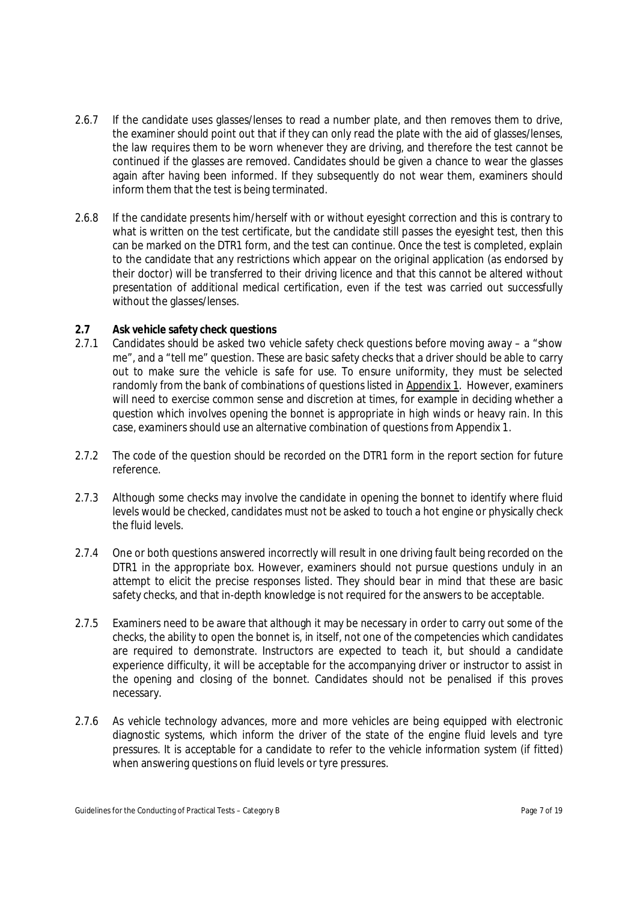2.6.7 If the candidate uses glasses/lenses to read a number plate, and then removes them to drive, the examiner should point out that if they can only read the plate with the aid of glasses/lenses, the law requires them to be worn whenever they are driving, and therefore the test cannot be continued if the glasses are removed. Candidates should be given a chance to wear the glasses again after having been informed. If they subsequently do not wear them, examiners should inform them that the test is being terminated.

2.6.8 If the candidate presents him/herself with or without eyesight correction and this is contrary to what is written on the test certificate, but the candidate still passes the eyesight test, then this can be marked on the DTR1 form, and the test can continue. Once the test is completed, explain to the candidate that any restrictions which appear on the original application (as endorsed by their doctor) will be transferred to their driving licence and that this cannot be altered without presentation of additional medical certification, even if the test was carried out successfully without the glasses/lenses.

**2.7 Ask vehicle safety check questions**

2.7.1 Candidates should be asked two vehicle safety check questions before moving away – a "show me", and a "tell me" question. These are basic safety checks that a driver should be able to carry out to make sure the vehicle is safe for use. To ensure uniformity, they must be selected randomly from the bank of combinations of questions listed in Appendix 1. However, examiners will need to exercise common sense and discretion at times, for example in deciding whether a question which involves opening the bonnet is appropriate in high winds or heavy rain. In this case, examiners should use an alternative combination of questions from Appendix 1.

2.7.2 The code of the question should be recorded on the DTR1 form in the report section for future reference.

2.7.3 Although some checks may involve the candidate in opening the bonnet to identify where fluid levels would be checked, candidates must not be asked to touch a hot engine or physically check the fluid levels.

2.7.4 One or both questions answered incorrectly will result in one driving fault being recorded on the DTR1 in the appropriate box. However, examiners should not pursue questions unduly in an attempt to elicit the precise responses listed. They should bear in mind that these are basic safety checks, and that in-depth knowledge is not required for the answers to be acceptable.

2.7.5 Examiners need to be aware that although it may be necessary in order to carry out some of the checks, the ability to open the bonnet is, in itself, not one of the competencies which candidates are required to demonstrate. Instructors are expected to teach it, but should a candidate experience difficulty, it will be acceptable for the accompanying driver or instructor to assist in the opening and closing of the bonnet. Candidates should not be penalised if this proves necessary.

2.7.6 As vehicle technology advances, more and more vehicles are being equipped with electronic diagnostic systems, which inform the driver of the state of the engine fluid levels and tyre pressures. It is acceptable for a candidate to refer to the vehicle information system (if fitted) when answering questions on fluid levels or tyre pressures.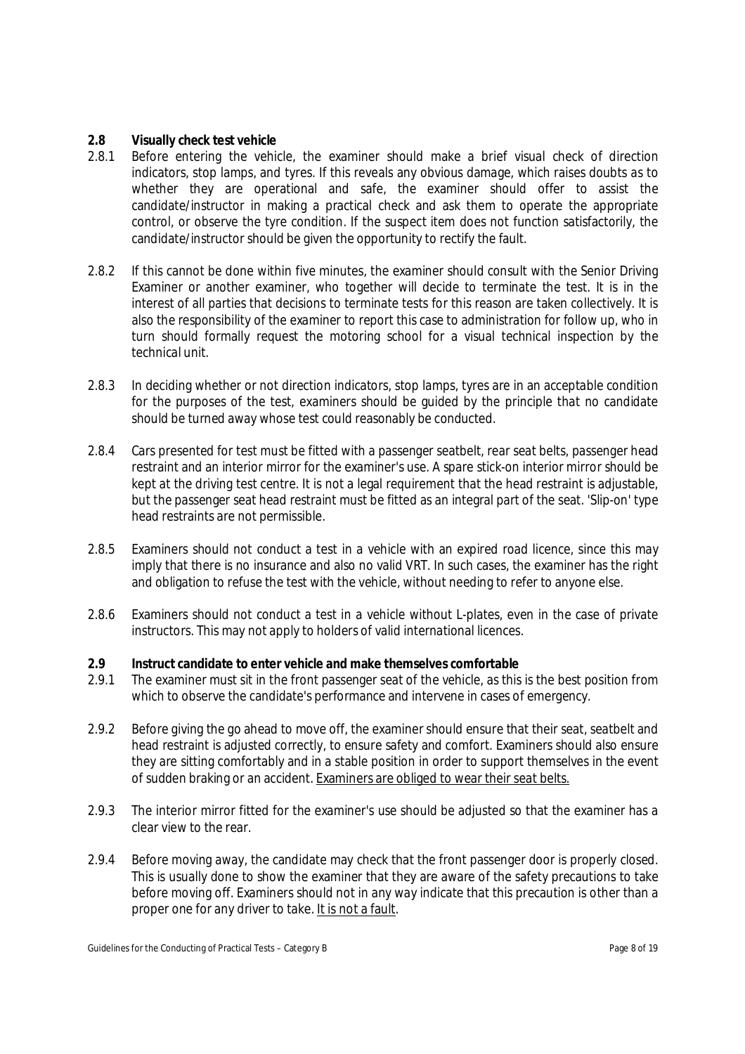### 2.8 Visually check test vehicle

2.8.1 Before entering the vehicle, the examiner should make a brief visual check of direction indicators, stop lamps, and tyres. If this reveals any obvious damage, which raises doubts as to whether they are operational and safe, the examiner should offer to assist the candidate/instructor in making a practical check and ask them to operate the appropriate control, or observe the tyre condition. If the suspect item does not function satisfactorily, the candidate/instructor should be given the opportunity to rectify the fault.

2.8.2 If this cannot be done within five minutes, the examiner should consult with the Senior Driving Examiner or another examiner, who together will decide to terminate the test. It is in the interest of all parties that decisions to terminate tests for this reason are taken collectively. It is also the responsibility of the examiner to report this case to administration for follow up, who in turn should formally request the motoring school for a visual technical inspection by the technical unit.

2.8.3 In deciding whether or not direction indicators, stop lamps, tyres are in an acceptable condition for the purposes of the test, examiners should be guided by the principle that no candidate should be turned away whose test could reasonably be conducted.

2.8.4 Cars presented for test must be fitted with a passenger seatbelt, rear seat belts, passenger head restraint and an interior mirror for the examiner's use. A spare stick-on interior mirror should be kept at the driving test centre. It is not a legal requirement that the head restraint is adjustable, but the passenger seat head restraint must be fitted as an integral part of the seat. 'Slip-on' type head restraints are not permissible.

2.8.5 Examiners should not conduct a test in a vehicle with an expired road licence, since this may imply that there is no insurance and also no valid VRT. In such cases, the examiner has the right and obligation to refuse the test with the vehicle, without needing to refer to anyone else.

2.8.6 Examiners should not conduct a test in a vehicle without L-plates, even in the case of private instructors. This may not apply to holders of valid international licences.

### 2.9 Instruct candidate to enter vehicle and make themselves comfortable

2.9.1 The examiner must sit in the front passenger seat of the vehicle, as this is the best position from which to observe the candidate's performance and intervene in cases of emergency.

2.9.2 Before giving the go ahead to move off, the examiner should ensure that their seat, seatbelt and head restraint is adjusted correctly, to ensure safety and comfort. Examiners should also ensure they are sitting comfortably and in a stable position in order to support themselves in the event of sudden braking or an accident. <u>Examiners are obliged to wear their seat belts.</u>

2.9.3 The interior mirror fitted for the examiner's use should be adjusted so that the examiner has a clear view to the rear.

2.9.4 Before moving away, the candidate may check that the front passenger door is properly closed. This is usually done to show the examiner that they are aware of the safety precautions to take before moving off. Examiners should not in any way indicate that this precaution is other than a proper one for any driver to take. <u>It is not a fault</u>.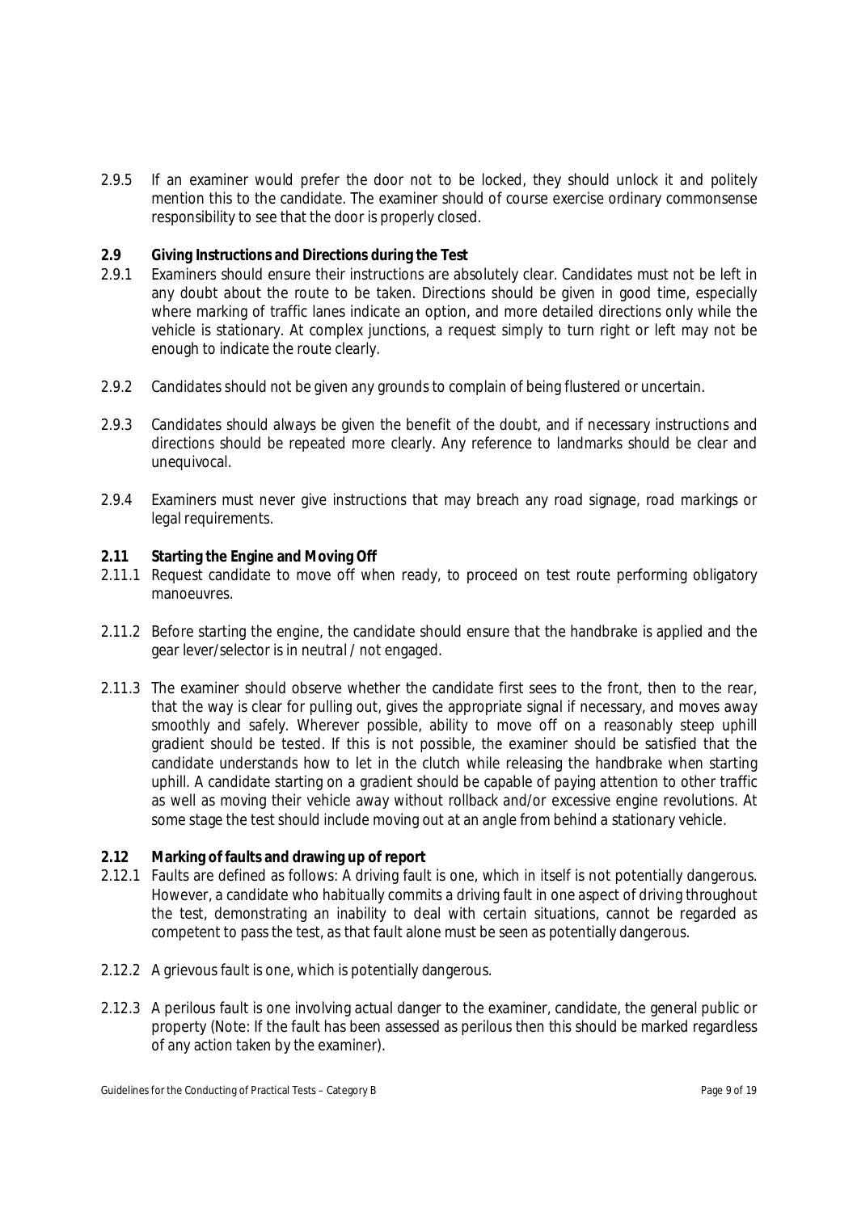2.9.5 If an examiner would prefer the door not to be locked, they should unlock it and politely mention this to the candidate. The examiner should of course exercise ordinary commonsense responsibility to see that the door is properly closed.

**2.9 Giving Instructions and Directions during the Test**

2.9.1 Examiners should ensure their instructions are absolutely clear. Candidates must not be left in any doubt about the route to be taken. Directions should be given in good time, especially where marking of traffic lanes indicate an option, and more detailed directions only while the vehicle is stationary. At complex junctions, a request simply to turn right or left may not be enough to indicate the route clearly.

2.9.2 Candidates should not be given any grounds to complain of being flustered or uncertain.

2.9.3 Candidates should always be given the benefit of the doubt, and if necessary instructions and directions should be repeated more clearly. Any reference to landmarks should be clear and unequivocal.

2.9.4 Examiners must never give instructions that may breach any road signage, road markings or legal requirements.

**2.11 Starting the Engine and Moving Off**

2.11.1 Request candidate to move off when ready, to proceed on test route performing obligatory manoeuvres.

2.11.2 Before starting the engine, the candidate should ensure that the handbrake is applied and the gear lever/selector is in neutral / not engaged.

2.11.3 The examiner should observe whether the candidate first sees to the front, then to the rear, that the way is clear for pulling out, gives the appropriate signal if necessary, and moves away smoothly and safely. Wherever possible, ability to move off on a reasonably steep uphill gradient should be tested. If this is not possible, the examiner should be satisfied that the candidate understands how to let in the clutch while releasing the handbrake when starting uphill. A candidate starting on a gradient should be capable of paying attention to other traffic as well as moving their vehicle away without rollback and/or excessive engine revolutions. At some stage the test should include moving out at an angle from behind a stationary vehicle.

**2.12 Marking of faults and drawing up of report**

2.12.1 Faults are defined as follows: A driving fault is one, which in itself is not potentially dangerous. However, a candidate who habitually commits a driving fault in one aspect of driving throughout the test, demonstrating an inability to deal with certain situations, cannot be regarded as competent to pass the test, as that fault alone must be seen as potentially dangerous.

2.12.2 A grievous fault is one, which is potentially dangerous.

2.12.3 A perilous fault is one involving actual danger to the examiner, candidate, the general public or property (Note: If the fault has been assessed as perilous then this should be marked regardless of any action taken by the examiner).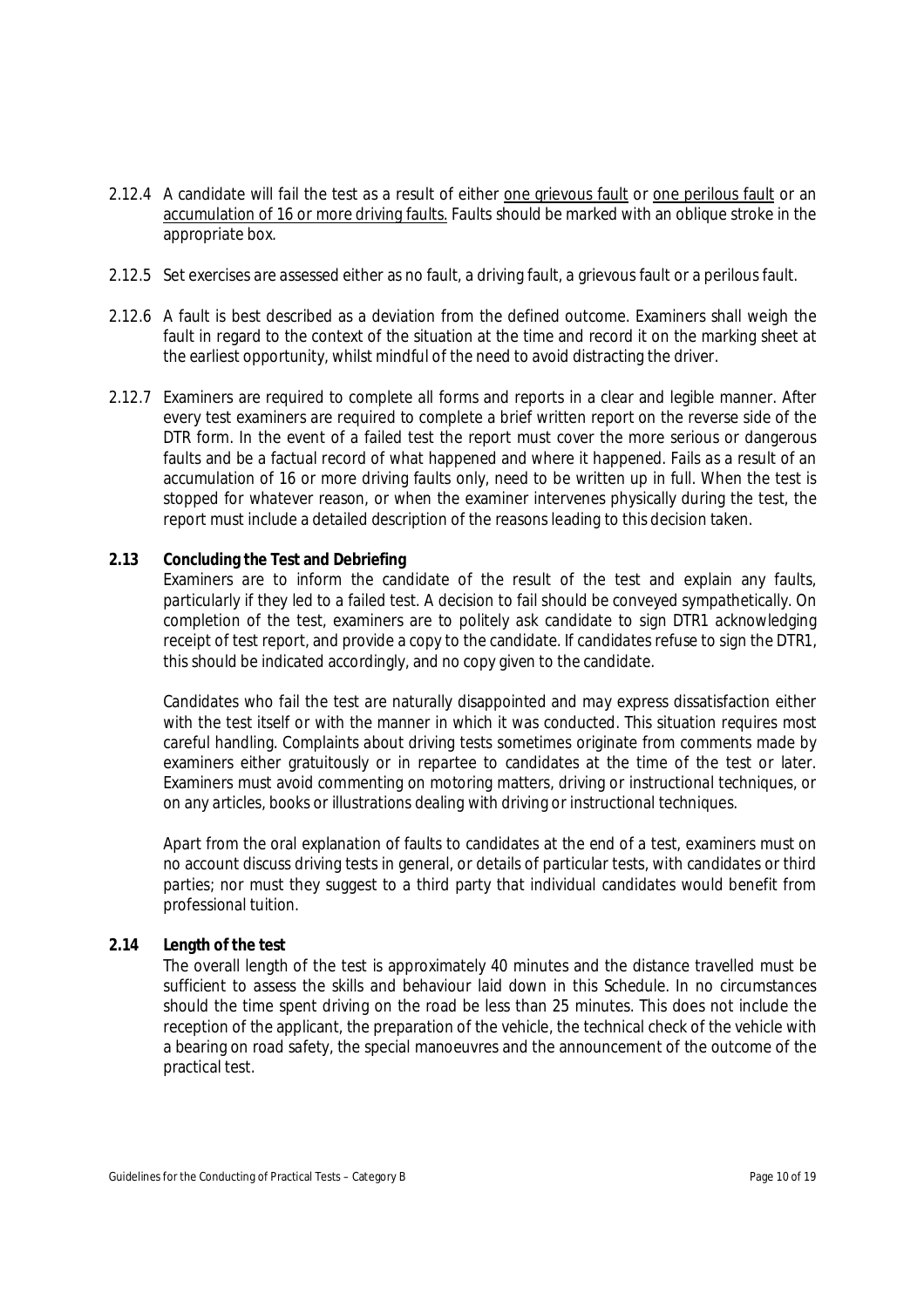2.12.4 A candidate will fail the test as a result of either <u>one grievous fault</u> or <u>one perilous fault</u> or an <u>accumulation of 16 or more driving faults.</u> Faults should be marked with an oblique stroke in the appropriate box.

2.12.5 Set exercises are assessed either as no fault, a driving fault, a grievous fault or a perilous fault.

2.12.6 A fault is best described as a deviation from the defined outcome. Examiners shall weigh the fault in regard to the context of the situation at the time and record it on the marking sheet at the earliest opportunity, whilst mindful of the need to avoid distracting the driver.

2.12.7 Examiners are required to complete all forms and reports in a clear and legible manner. After every test examiners are required to complete a brief written report on the reverse side of the DTR form. In the event of a failed test the report must cover the more serious or dangerous faults and be a factual record of what happened and where it happened. Fails as a result of an accumulation of 16 or more driving faults only, need to be written up in full. When the test is stopped for whatever reason, or when the examiner intervenes physically during the test, the report must include a detailed description of the reasons leading to this decision taken.

**2.13 Concluding the Test and Debriefing**

Examiners are to inform the candidate of the result of the test and explain any faults, particularly if they led to a failed test. A decision to fail should be conveyed sympathetically. On completion of the test, examiners are to politely ask candidate to sign DTR1 acknowledging receipt of test report, and provide a copy to the candidate. If candidates refuse to sign the DTR1, this should be indicated accordingly, and no copy given to the candidate.

Candidates who fail the test are naturally disappointed and may express dissatisfaction either with the test itself or with the manner in which it was conducted. This situation requires most careful handling. Complaints about driving tests sometimes originate from comments made by examiners either gratuitously or in repartee to candidates at the time of the test or later. Examiners must avoid commenting on motoring matters, driving or instructional techniques, or on any articles, books or illustrations dealing with driving or instructional techniques.

Apart from the oral explanation of faults to candidates at the end of a test, examiners must on no account discuss driving tests in general, or details of particular tests, with candidates or third parties; nor must they suggest to a third party that individual candidates would benefit from professional tuition.

**2.14 Length of the test**

The overall length of the test is approximately 40 minutes and the distance travelled must be sufficient to assess the skills and behaviour laid down in this Schedule. In no circumstances should the time spent driving on the road be less than 25 minutes. This does not include the reception of the applicant, the preparation of the vehicle, the technical check of the vehicle with a bearing on road safety, the special manoeuvres and the announcement of the outcome of the practical test.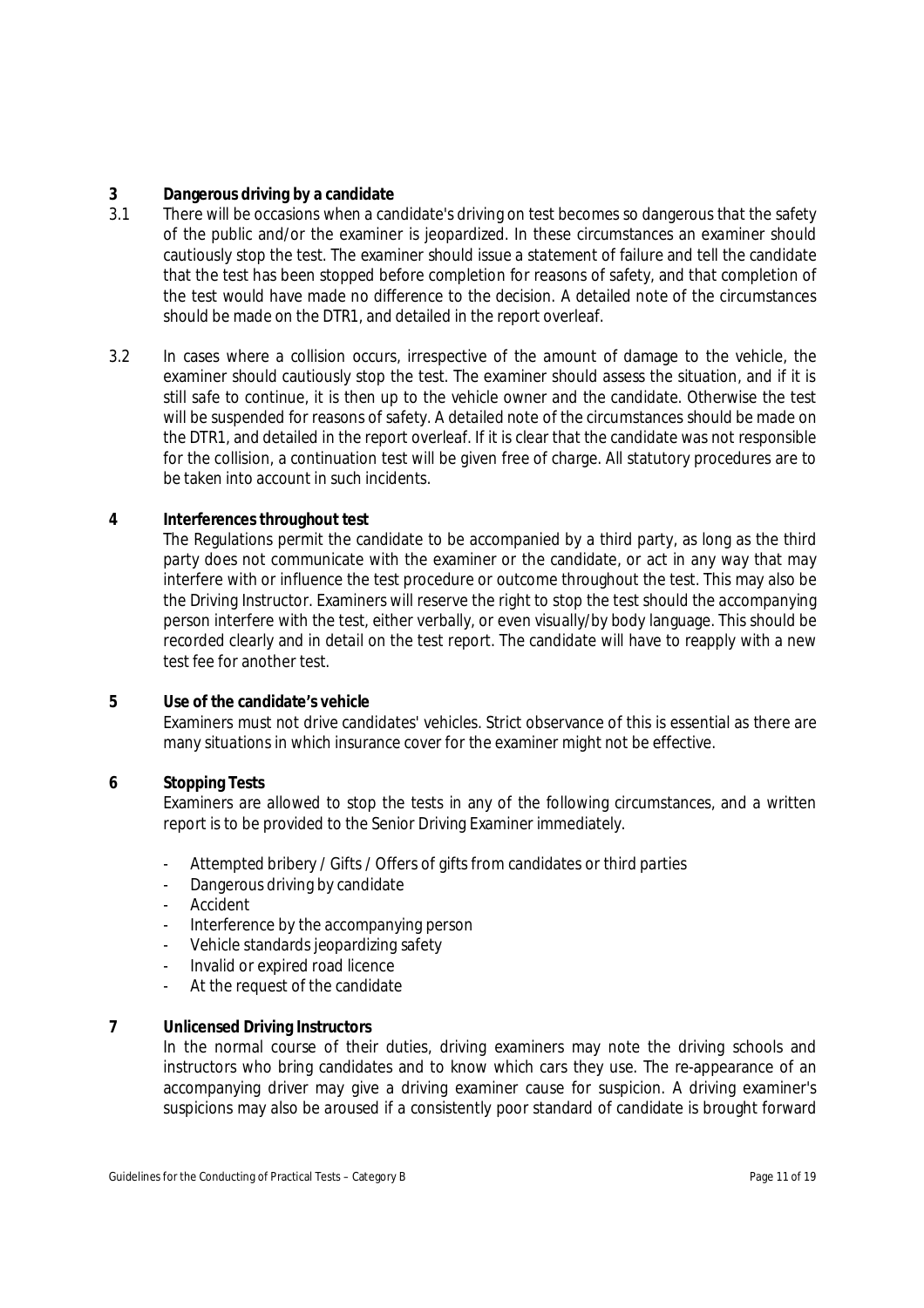## 3 Dangerous driving by a candidate

3.1 There will be occasions when a candidate's driving on test becomes so dangerous that the safety of the public and/or the examiner is jeopardized. In these circumstances an examiner should cautiously stop the test. The examiner should issue a statement of failure and tell the candidate that the test has been stopped before completion for reasons of safety, and that completion of the test would have made no difference to the decision. A detailed note of the circumstances should be made on the DTR1, and detailed in the report overleaf.

3.2 In cases where a collision occurs, irrespective of the amount of damage to the vehicle, the examiner should cautiously stop the test. The examiner should assess the situation, and if it is still safe to continue, it is then up to the vehicle owner and the candidate. Otherwise the test will be suspended for reasons of safety. A detailed note of the circumstances should be made on the DTR1, and detailed in the report overleaf. If it is clear that the candidate was not responsible for the collision, a continuation test will be given free of charge. All statutory procedures are to be taken into account in such incidents.

## 4 Interferences throughout test

The Regulations permit the candidate to be accompanied by a third party, as long as the third party does not communicate with the examiner or the candidate, or act in any way that may interfere with or influence the test procedure or outcome throughout the test. This may also be the Driving Instructor. Examiners will reserve the right to stop the test should the accompanying person interfere with the test, either verbally, or even visually/by body language. This should be recorded clearly and in detail on the test report. The candidate will have to reapply with a new test fee for another test.

## 5 Use of the candidate's vehicle

Examiners must not drive candidates' vehicles. Strict observance of this is essential as there are many situations in which insurance cover for the examiner might not be effective.

## 6 Stopping Tests

Examiners are allowed to stop the tests in any of the following circumstances, and a written report is to be provided to the Senior Driving Examiner immediately.

- Attempted bribery / Gifts / Offers of gifts from candidates or third parties
- Dangerous driving by candidate
- Accident
- Interference by the accompanying person
- Vehicle standards jeopardizing safety
- Invalid or expired road licence
- At the request of the candidate

## 7 Unlicensed Driving Instructors

In the normal course of their duties, driving examiners may note the driving schools and instructors who bring candidates and to know which cars they use. The re-appearance of an accompanying driver may give a driving examiner cause for suspicion. A driving examiner's suspicions may also be aroused if a consistently poor standard of candidate is brought forward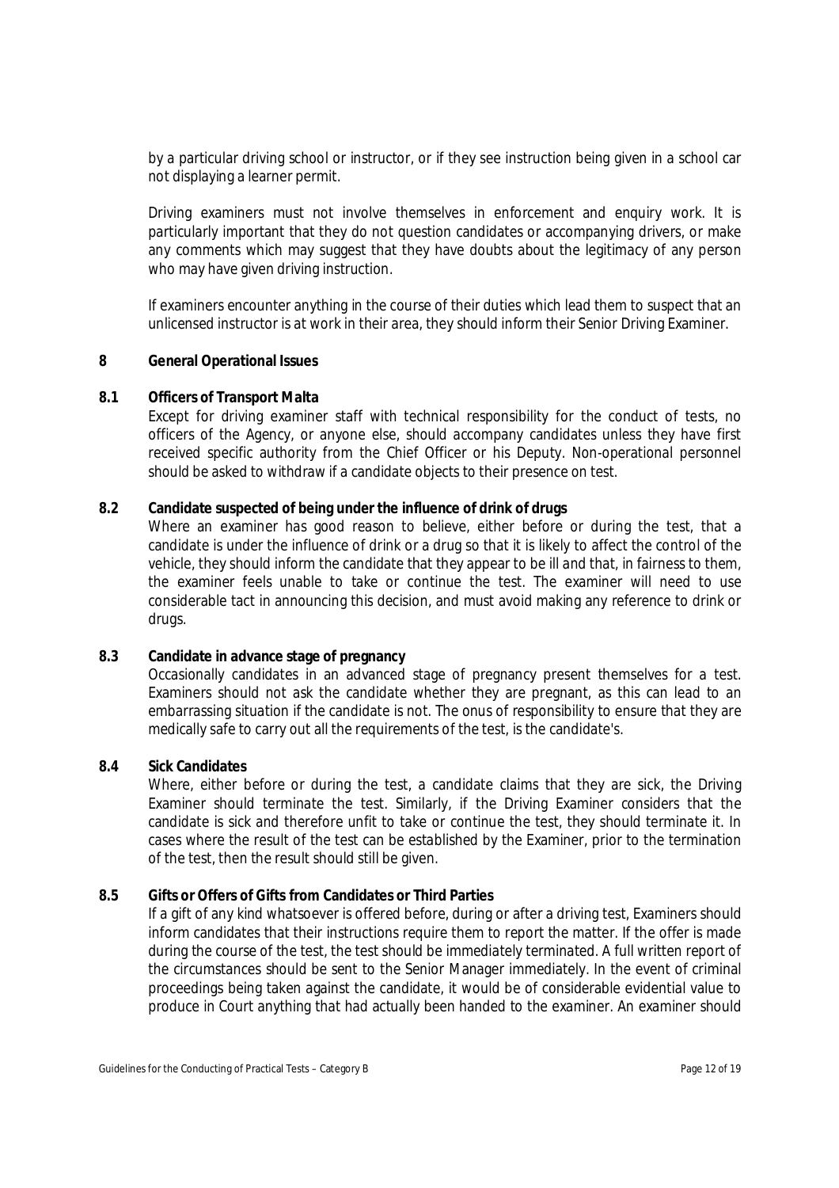by a particular driving school or instructor, or if they see instruction being given in a school car not displaying a learner permit.

Driving examiners must not involve themselves in enforcement and enquiry work. It is particularly important that they do not question candidates or accompanying drivers, or make any comments which may suggest that they have doubts about the legitimacy of any person who may have given driving instruction.

If examiners encounter anything in the course of their duties which lead them to suspect that an unlicensed instructor is at work in their area, they should inform their Senior Driving Examiner.

## 8 General Operational Issues

### 8.1 Officers of Transport Malta

Except for driving examiner staff with technical responsibility for the conduct of tests, no officers of the Agency, or anyone else, should accompany candidates unless they have first received specific authority from the Chief Officer or his Deputy. Non-operational personnel should be asked to withdraw if a candidate objects to their presence on test.

### 8.2 Candidate suspected of being under the influence of drink of drugs

Where an examiner has good reason to believe, either before or during the test, that a candidate is under the influence of drink or a drug so that it is likely to affect the control of the vehicle, they should inform the candidate that they appear to be ill and that, in fairness to them, the examiner feels unable to take or continue the test. The examiner will need to use considerable tact in announcing this decision, and must avoid making any reference to drink or drugs.

### 8.3 Candidate in advance stage of pregnancy

Occasionally candidates in an advanced stage of pregnancy present themselves for a test. Examiners should not ask the candidate whether they are pregnant, as this can lead to an embarrassing situation if the candidate is not. The onus of responsibility to ensure that they are medically safe to carry out all the requirements of the test, is the candidate's.

### 8.4 Sick Candidates

Where, either before or during the test, a candidate claims that they are sick, the Driving Examiner should terminate the test. Similarly, if the Driving Examiner considers that the candidate is sick and therefore unfit to take or continue the test, they should terminate it. In cases where the result of the test can be established by the Examiner, prior to the termination of the test, then the result should still be given.

### 8.5 Gifts or Offers of Gifts from Candidates or Third Parties

If a gift of any kind whatsoever is offered before, during or after a driving test, Examiners should inform candidates that their instructions require them to report the matter. If the offer is made during the course of the test, the test should be immediately terminated. A full written report of the circumstances should be sent to the Senior Manager immediately. In the event of criminal proceedings being taken against the candidate, it would be of considerable evidential value to produce in Court anything that had actually been handed to the examiner. An examiner should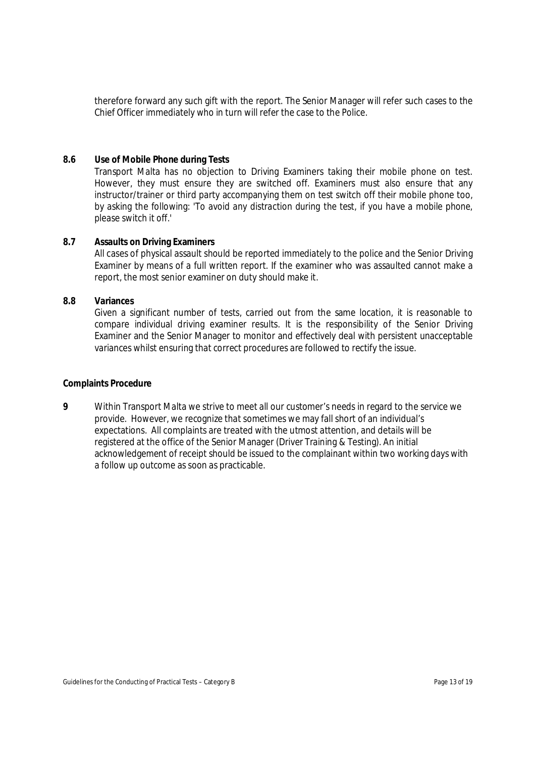therefore forward any such gift with the report. The Senior Manager will refer such cases to the Chief Officer immediately who in turn will refer the case to the Police.

### 8.6 Use of Mobile Phone during Tests

Transport Malta has no objection to Driving Examiners taking their mobile phone on test. However, they must ensure they are switched off. Examiners must also ensure that any instructor/trainer or third party accompanying them on test switch off their mobile phone too, by asking the following: 'To avoid any distraction during the test, if you have a mobile phone, please switch it off.'

### 8.7 Assaults on Driving Examiners

All cases of physical assault should be reported immediately to the police and the Senior Driving Examiner by means of a full written report. If the examiner who was assaulted cannot make a report, the most senior examiner on duty should make it.

### 8.8 Variances

Given a significant number of tests, carried out from the same location, it is reasonable to compare individual driving examiner results. It is the responsibility of the Senior Driving Examiner and the Senior Manager to monitor and effectively deal with persistent unacceptable variances whilst ensuring that correct procedures are followed to rectify the issue.

## Complaints Procedure

**9** Within Transport Malta we strive to meet all our customer's needs in regard to the service we provide. However, we recognize that sometimes we may fall short of an individual's expectations. All complaints are treated with the utmost attention, and details will be registered at the office of the Senior Manager (Driver Training & Testing). An initial acknowledgement of receipt should be issued to the complainant within two working days with a follow up outcome as soon as practicable.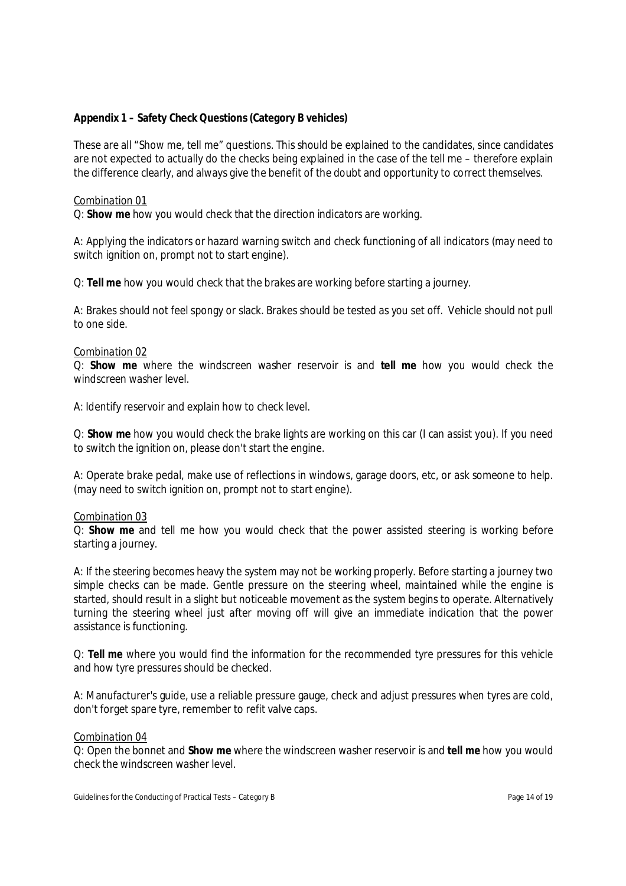**Appendix 1 – Safety Check Questions (Category B vehicles)**

These are all "Show me, tell me" questions. This should be explained to the candidates, since candidates are not expected to actually do the checks being explained in the case of the tell me – therefore explain the difference clearly, and always give the benefit of the doubt and opportunity to correct themselves.

Combination 01

Q: **Show me** how you would check that the direction indicators are working.

A: Applying the indicators or hazard warning switch and check functioning of all indicators (may need to switch ignition on, prompt not to start engine).

Q: **Tell me** how you would check that the brakes are working before starting a journey.

A: Brakes should not feel spongy or slack. Brakes should be tested as you set off. Vehicle should not pull to one side.

Combination 02

Q: **Show me** where the windscreen washer reservoir is and **tell me** how you would check the windscreen washer level.

A: Identify reservoir and explain how to check level.

Q: **Show me** how you would check the brake lights are working on this car (I can assist you). If you need to switch the ignition on, please don't start the engine.

A: Operate brake pedal, make use of reflections in windows, garage doors, etc, or ask someone to help. (may need to switch ignition on, prompt not to start engine).

Combination 03

Q: **Show me** and tell me how you would check that the power assisted steering is working before starting a journey.

A: If the steering becomes heavy the system may not be working properly. Before starting a journey two simple checks can be made. Gentle pressure on the steering wheel, maintained while the engine is started, should result in a slight but noticeable movement as the system begins to operate. Alternatively turning the steering wheel just after moving off will give an immediate indication that the power assistance is functioning.

Q: **Tell me** where you would find the information for the recommended tyre pressures for this vehicle and how tyre pressures should be checked.

A: Manufacturer's guide, use a reliable pressure gauge, check and adjust pressures when tyres are cold, don't forget spare tyre, remember to refit valve caps.

Combination 04

Q: Open the bonnet and **Show me** where the windscreen washer reservoir is and **tell me** how you would check the windscreen washer level.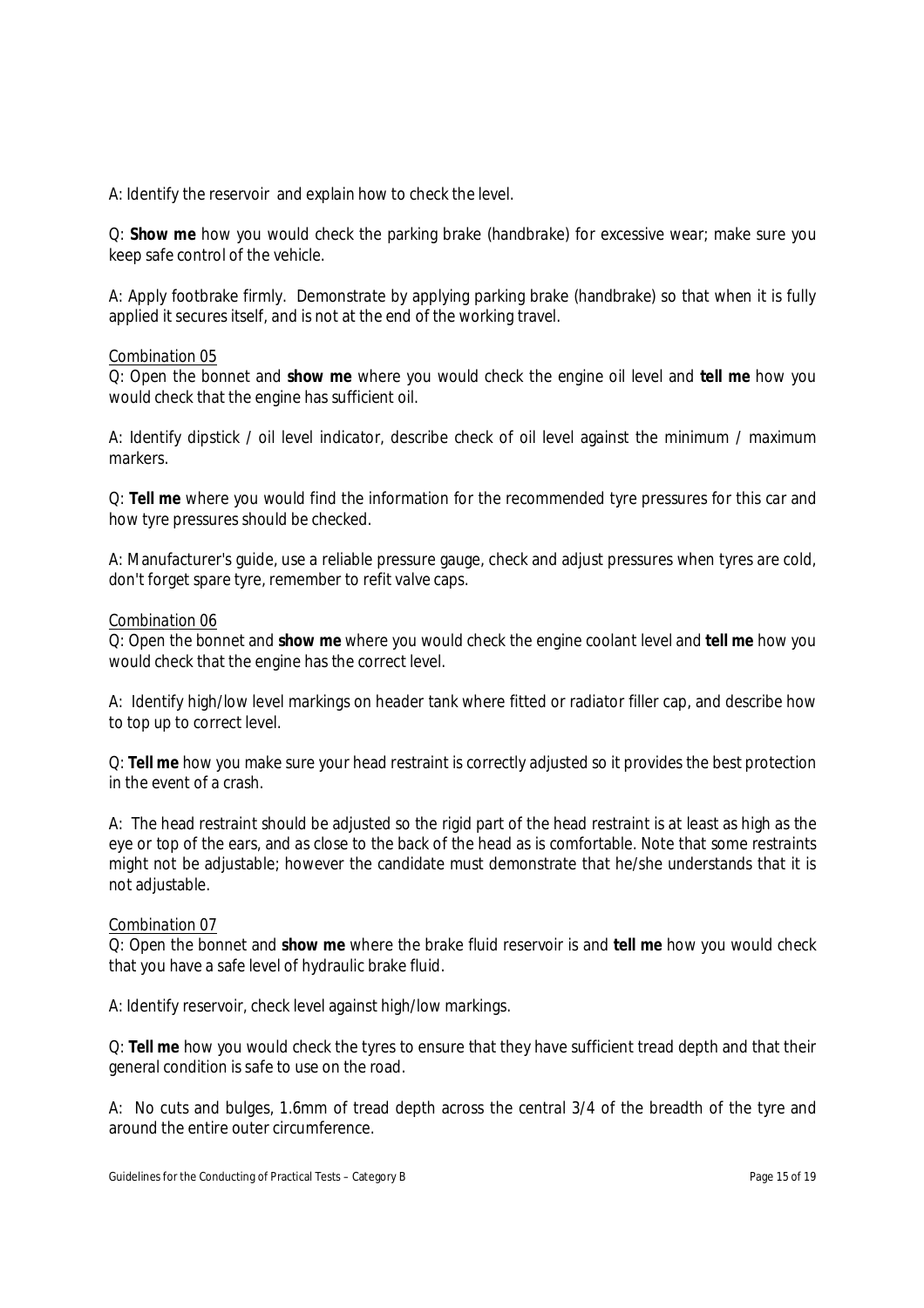A: Identify the reservoir and explain how to check the level.

Q: **Show me** how you would check the parking brake (handbrake) for excessive wear; make sure you keep safe control of the vehicle.

A: Apply footbrake firmly. Demonstrate by applying parking brake (handbrake) so that when it is fully applied it secures itself, and is not at the end of the working travel.

Combination 05

Q: Open the bonnet and **show me** where you would check the engine oil level and **tell me** how you would check that the engine has sufficient oil.

A: Identify dipstick / oil level indicator, describe check of oil level against the minimum / maximum markers.

Q: **Tell me** where you would find the information for the recommended tyre pressures for this car and how tyre pressures should be checked.

A: Manufacturer's guide, use a reliable pressure gauge, check and adjust pressures when tyres are cold, don't forget spare tyre, remember to refit valve caps.

Combination 06

Q: Open the bonnet and **show me** where you would check the engine coolant level and **tell me** how you would check that the engine has the correct level.

A: Identify high/low level markings on header tank where fitted or radiator filler cap, and describe how to top up to correct level.

Q: **Tell me** how you make sure your head restraint is correctly adjusted so it provides the best protection in the event of a crash.

A: The head restraint should be adjusted so the rigid part of the head restraint is at least as high as the eye or top of the ears, and as close to the back of the head as is comfortable. Note that some restraints might not be adjustable; however the candidate must demonstrate that he/she understands that it is not adjustable.

Combination 07

Q: Open the bonnet and **show me** where the brake fluid reservoir is and **tell me** how you would check that you have a safe level of hydraulic brake fluid.

A: Identify reservoir, check level against high/low markings.

Q: **Tell me** how you would check the tyres to ensure that they have sufficient tread depth and that their general condition is safe to use on the road.

A: No cuts and bulges, 1.6mm of tread depth across the central 3/4 of the breadth of the tyre and around the entire outer circumference.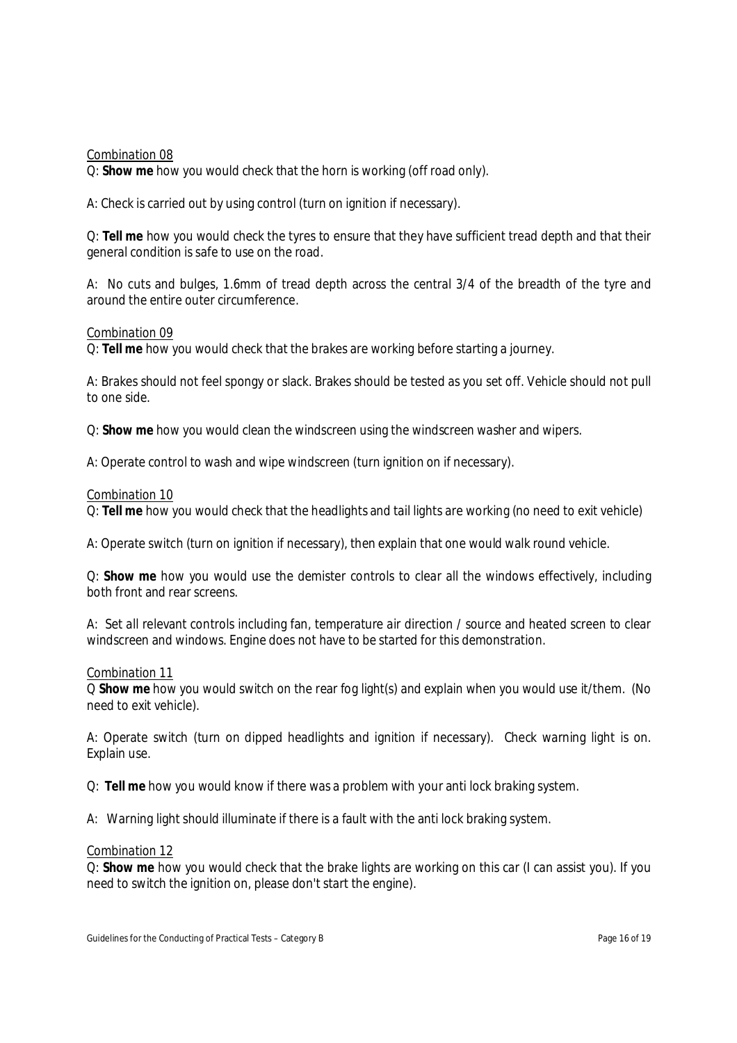<u>Combination 08</u>

Q: **Show me** how you would check that the horn is working (off road only).

A: Check is carried out by using control (turn on ignition if necessary).

Q: **Tell me** how you would check the tyres to ensure that they have sufficient tread depth and that their general condition is safe to use on the road.

A: No cuts and bulges, 1.6mm of tread depth across the central 3/4 of the breadth of the tyre and around the entire outer circumference.

<u>Combination 09</u>

Q: **Tell me** how you would check that the brakes are working before starting a journey.

A: Brakes should not feel spongy or slack. Brakes should be tested as you set off. Vehicle should not pull to one side.

Q: **Show me** how you would clean the windscreen using the windscreen washer and wipers.

A: Operate control to wash and wipe windscreen (turn ignition on if necessary).

<u>Combination 10</u>

Q: **Tell me** how you would check that the headlights and tail lights are working (no need to exit vehicle)

A: Operate switch (turn on ignition if necessary), then explain that one would walk round vehicle.

Q: **Show me** how you would use the demister controls to clear all the windows effectively, including both front and rear screens.

A: Set all relevant controls including fan, temperature air direction / source and heated screen to clear windscreen and windows. Engine does not have to be started for this demonstration.

<u>Combination 11</u>

Q **Show me** how you would switch on the rear fog light(s) and explain when you would use it/them. (No need to exit vehicle).

A: Operate switch (turn on dipped headlights and ignition if necessary). Check warning light is on. Explain use.

Q: **Tell me** how you would know if there was a problem with your anti lock braking system.

A: Warning light should illuminate if there is a fault with the anti lock braking system.

<u>Combination 12</u>

Q: **Show me** how you would check that the brake lights are working on this car (I can assist you). If you need to switch the ignition on, please don't start the engine).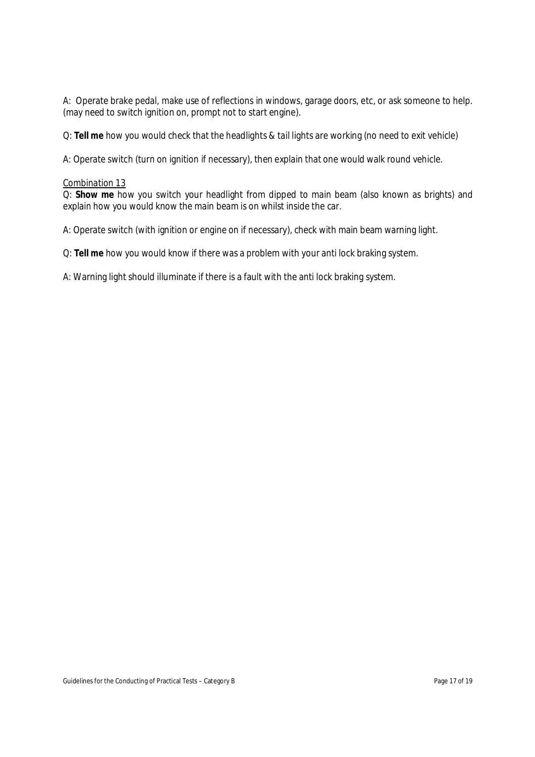A:  Operate brake pedal, make use of reflections in windows, garage doors, etc, or ask someone to help. (may need to switch ignition on, prompt not to start engine).

Q: **Tell me** how you would check that the headlights & tail lights are working (no need to exit vehicle)

A: Operate switch (turn on ignition if necessary), then explain that one would walk round vehicle.

Combination 13

Q: **Show me** how you switch your headlight from dipped to main beam (also known as brights) and explain how you would know the main beam is on whilst inside the car.

A: Operate switch (with ignition or engine on if necessary), check with main beam warning light.

Q: **Tell me** how you would know if there was a problem with your anti lock braking system.

A: Warning light should illuminate if there is a fault with the anti lock braking system.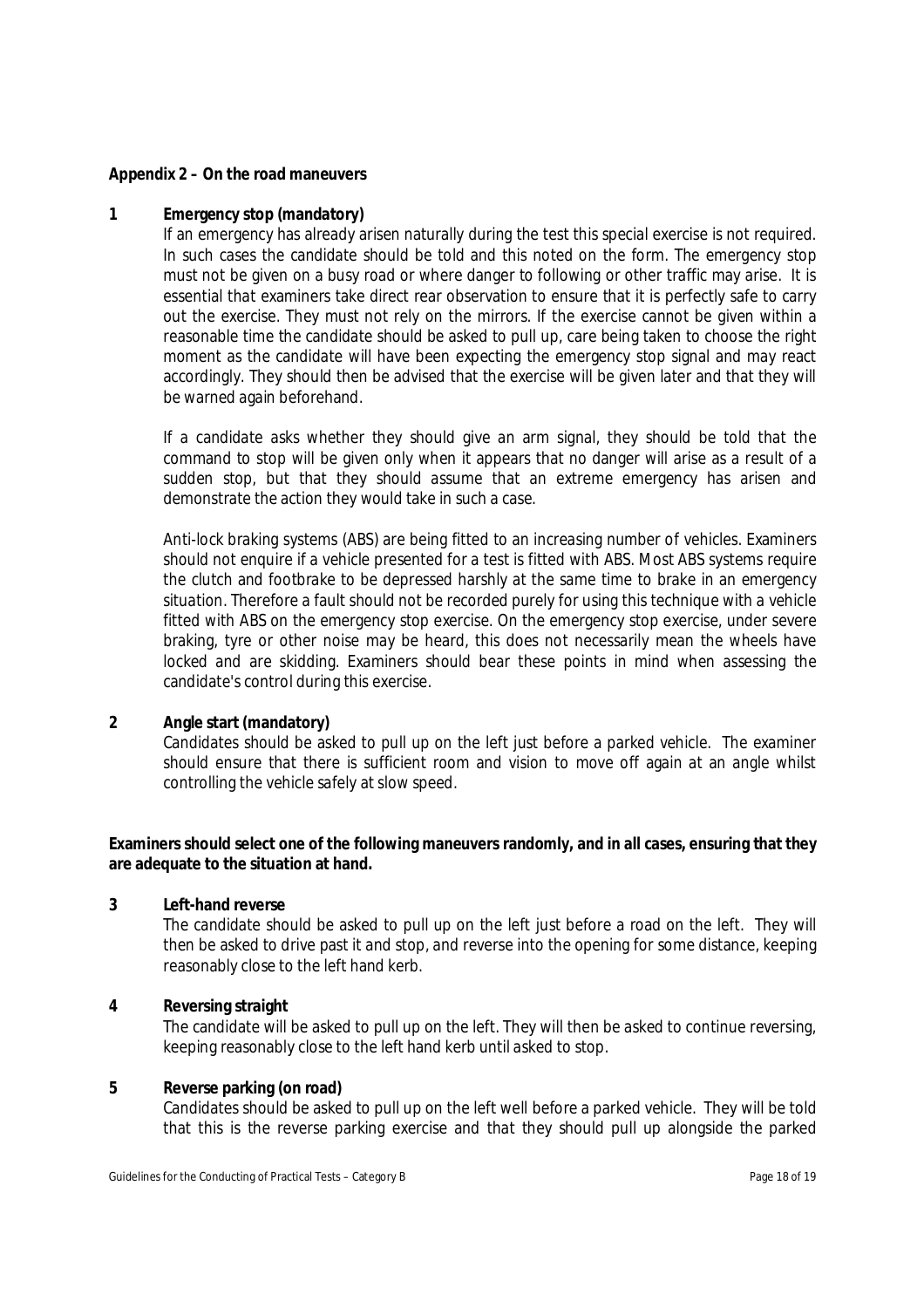**Appendix 2 – On the road maneuvers**

**1 Emergency stop (mandatory)**

If an emergency has already arisen naturally during the test this special exercise is not required. In such cases the candidate should be told and this noted on the form. The emergency stop must not be given on a busy road or where danger to following or other traffic may arise. It is essential that examiners take direct rear observation to ensure that it is perfectly safe to carry out the exercise. They must not rely on the mirrors. If the exercise cannot be given within a reasonable time the candidate should be asked to pull up, care being taken to choose the right moment as the candidate will have been expecting the emergency stop signal and may react accordingly. They should then be advised that the exercise will be given later and that they will be warned again beforehand.

If a candidate asks whether they should give an arm signal, they should be told that the command to stop will be given only when it appears that no danger will arise as a result of a sudden stop, but that they should assume that an extreme emergency has arisen and demonstrate the action they would take in such a case.

Anti-lock braking systems (ABS) are being fitted to an increasing number of vehicles. Examiners should not enquire if a vehicle presented for a test is fitted with ABS. Most ABS systems require the clutch and footbrake to be depressed harshly at the same time to brake in an emergency situation. Therefore a fault should not be recorded purely for using this technique with a vehicle fitted with ABS on the emergency stop exercise. On the emergency stop exercise, under severe braking, tyre or other noise may be heard, this does not necessarily mean the wheels have locked and are skidding. Examiners should bear these points in mind when assessing the candidate's control during this exercise.

**2 Angle start (mandatory)**

Candidates should be asked to pull up on the left just before a parked vehicle. The examiner should ensure that there is sufficient room and vision to move off again at an angle whilst controlling the vehicle safely at slow speed.

**Examiners should select one of the following maneuvers randomly, and in all cases, ensuring that they are adequate to the situation at hand.**

**3 Left-hand reverse**

The candidate should be asked to pull up on the left just before a road on the left. They will then be asked to drive past it and stop, and reverse into the opening for some distance, keeping reasonably close to the left hand kerb.

**4 Reversing straight**

The candidate will be asked to pull up on the left. They will then be asked to continue reversing, keeping reasonably close to the left hand kerb until asked to stop.

**5 Reverse parking (on road)**

Candidates should be asked to pull up on the left well before a parked vehicle. They will be told that this is the reverse parking exercise and that they should pull up alongside the parked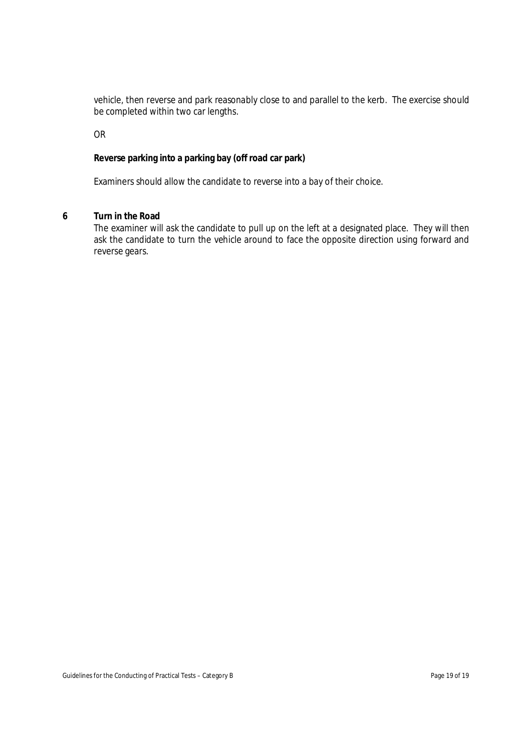vehicle, then reverse and park reasonably close to and parallel to the kerb. The exercise should be completed within two car lengths.

OR

**Reverse parking into a parking bay (off road car park)**

Examiners should allow the candidate to reverse into a bay of their choice.

**6 Turn in the Road**

The examiner will ask the candidate to pull up on the left at a designated place. They will then ask the candidate to turn the vehicle around to face the opposite direction using forward and reverse gears.